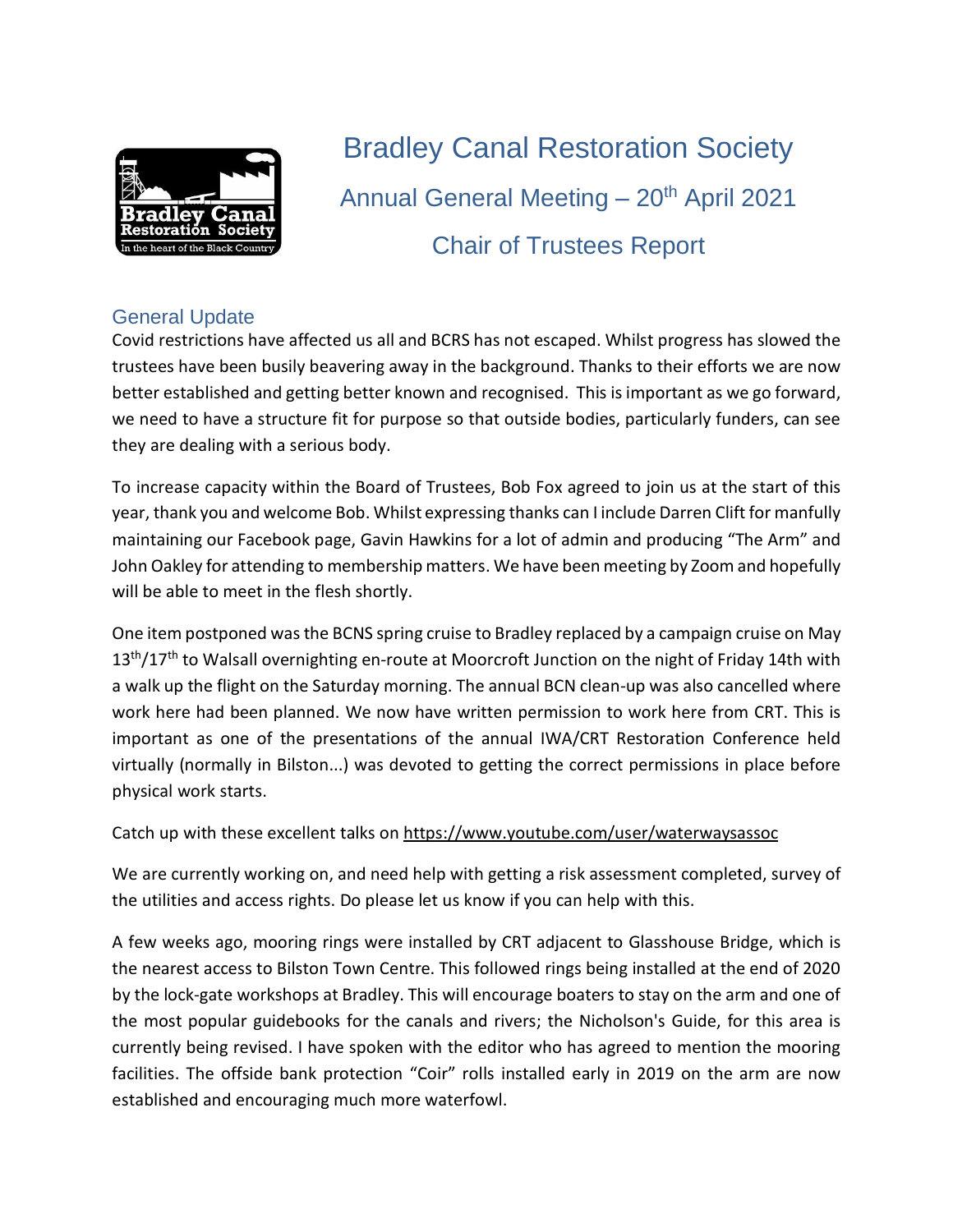# Bradley Canal Restoration Society

## Annual General Meeting – 20th April 2021

## Chair of Trustees Report

### General Update

Covid restrictions have affected us all and BCRS has not escaped. Whilst progress has slowed the trustees have been busily beavering away in the background. Thanks to their efforts we are now better established and getting better known and recognised. This is important as we go forward, we need to have a structure fit for purpose so that outside bodies, particularly funders, can see they are dealing with a serious body.

To increase capacity within the Board of Trustees, Bob Fox agreed to join us at the start of this year, thank you and welcome Bob. Whilst expressing thanks can I include Darren Clift for manfully maintaining our Facebook page, Gavin Hawkins for a lot of admin and producing "The Arm" and John Oakley for attending to membership matters. We have been meeting by Zoom and hopefully will be able to meet in the flesh shortly.

One item postponed was the BCNS spring cruise to Bradley replaced by a campaign cruise on May 13th/17th to Walsall overnighting en-route at Moorcroft Junction on the night of Friday 14th with a walk up the flight on the Saturday morning. The annual BCN clean-up was also cancelled where work here had been planned. We now have written permission to work here from CRT. This is important as one of the presentations of the annual IWA/CRT Restoration Conference held virtually (normally in Bilston...) was devoted to getting the correct permissions in place before physical work starts.

Catch up with these excellent talks on https://www.youtube.com/user/waterwaysassoc

We are currently working on, and need help with getting a risk assessment completed, survey of the utilities and access rights. Do please let us know if you can help with this.

A few weeks ago, mooring rings were installed by CRT adjacent to Glasshouse Bridge, which is the nearest access to Bilston Town Centre. This followed rings being installed at the end of 2020 by the lock-gate workshops at Bradley. This will encourage boaters to stay on the arm and one of the most popular guidebooks for the canals and rivers; the Nicholson's Guide, for this area is currently being revised. I have spoken with the editor who has agreed to mention the mooring facilities. The offside bank protection "Coir" rolls installed early in 2019 on the arm are now established and encouraging much more waterfowl.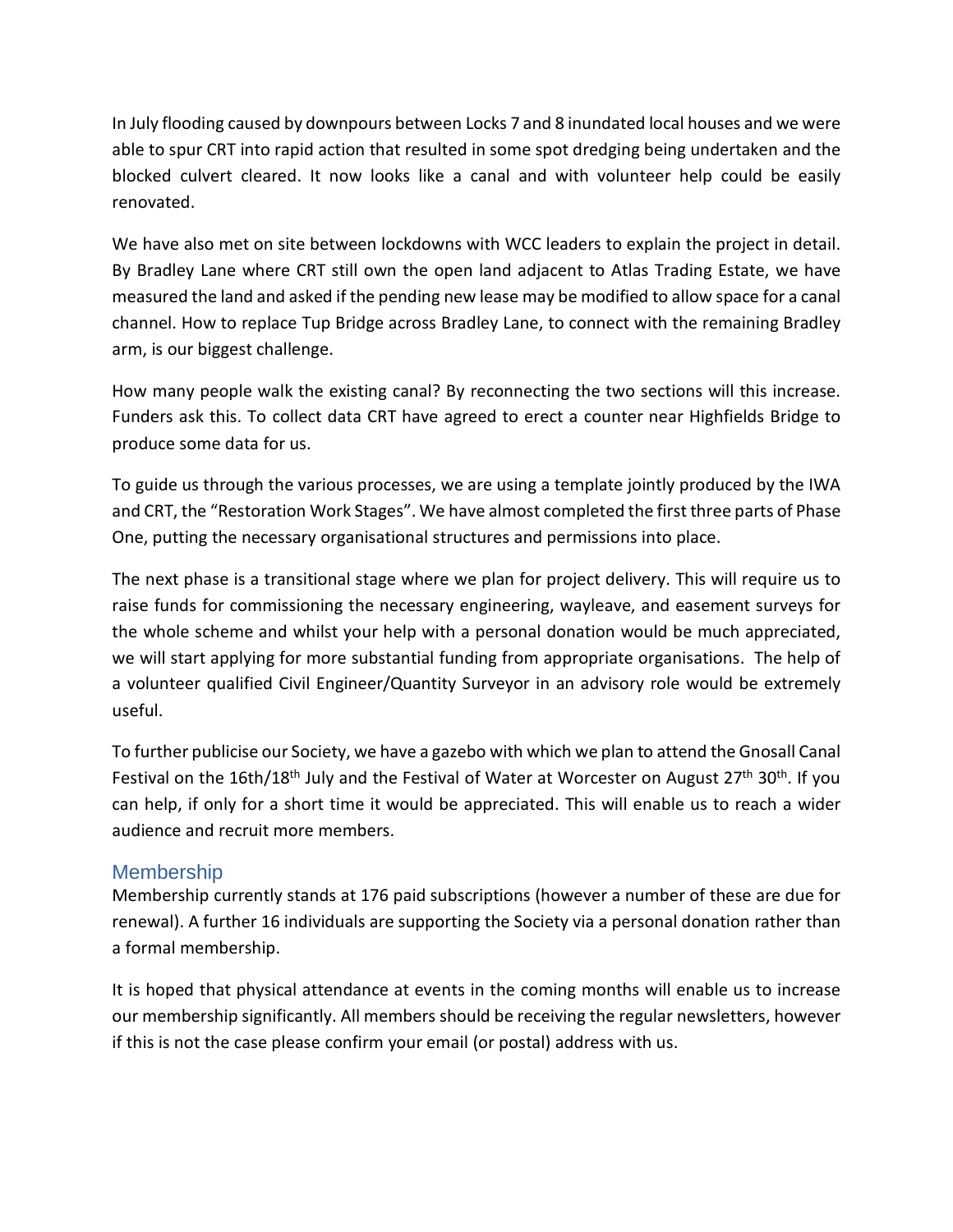In July flooding caused by downpours between Locks 7 and 8 inundated local houses and we were able to spur CRT into rapid action that resulted in some spot dredging being undertaken and the blocked culvert cleared. It now looks like a canal and with volunteer help could be easily renovated.

We have also met on site between lockdowns with WCC leaders to explain the project in detail. By Bradley Lane where CRT still own the open land adjacent to Atlas Trading Estate, we have measured the land and asked if the pending new lease may be modified to allow space for a canal channel. How to replace Tup Bridge across Bradley Lane, to connect with the remaining Bradley arm, is our biggest challenge.

How many people walk the existing canal? By reconnecting the two sections will this increase. Funders ask this. To collect data CRT have agreed to erect a counter near Highfields Bridge to produce some data for us.

To guide us through the various processes, we are using a template jointly produced by the IWA and CRT, the "Restoration Work Stages". We have almost completed the first three parts of Phase One, putting the necessary organisational structures and permissions into place.

The next phase is a transitional stage where we plan for project delivery. This will require us to raise funds for commissioning the necessary engineering, wayleave, and easement surveys for the whole scheme and whilst your help with a personal donation would be much appreciated, we will start applying for more substantial funding from appropriate organisations. The help of a volunteer qualified Civil Engineer/Quantity Surveyor in an advisory role would be extremely useful.

To further publicise our Society, we have a gazebo with which we plan to attend the Gnosall Canal Festival on the 16th/18th July and the Festival of Water at Worcester on August 27th 30th. If you can help, if only for a short time it would be appreciated. This will enable us to reach a wider audience and recruit more members.

## Membership

Membership currently stands at 176 paid subscriptions (however a number of these are due for renewal). A further 16 individuals are supporting the Society via a personal donation rather than a formal membership.

It is hoped that physical attendance at events in the coming months will enable us to increase our membership significantly. All members should be receiving the regular newsletters, however if this is not the case please confirm your email (or postal) address with us.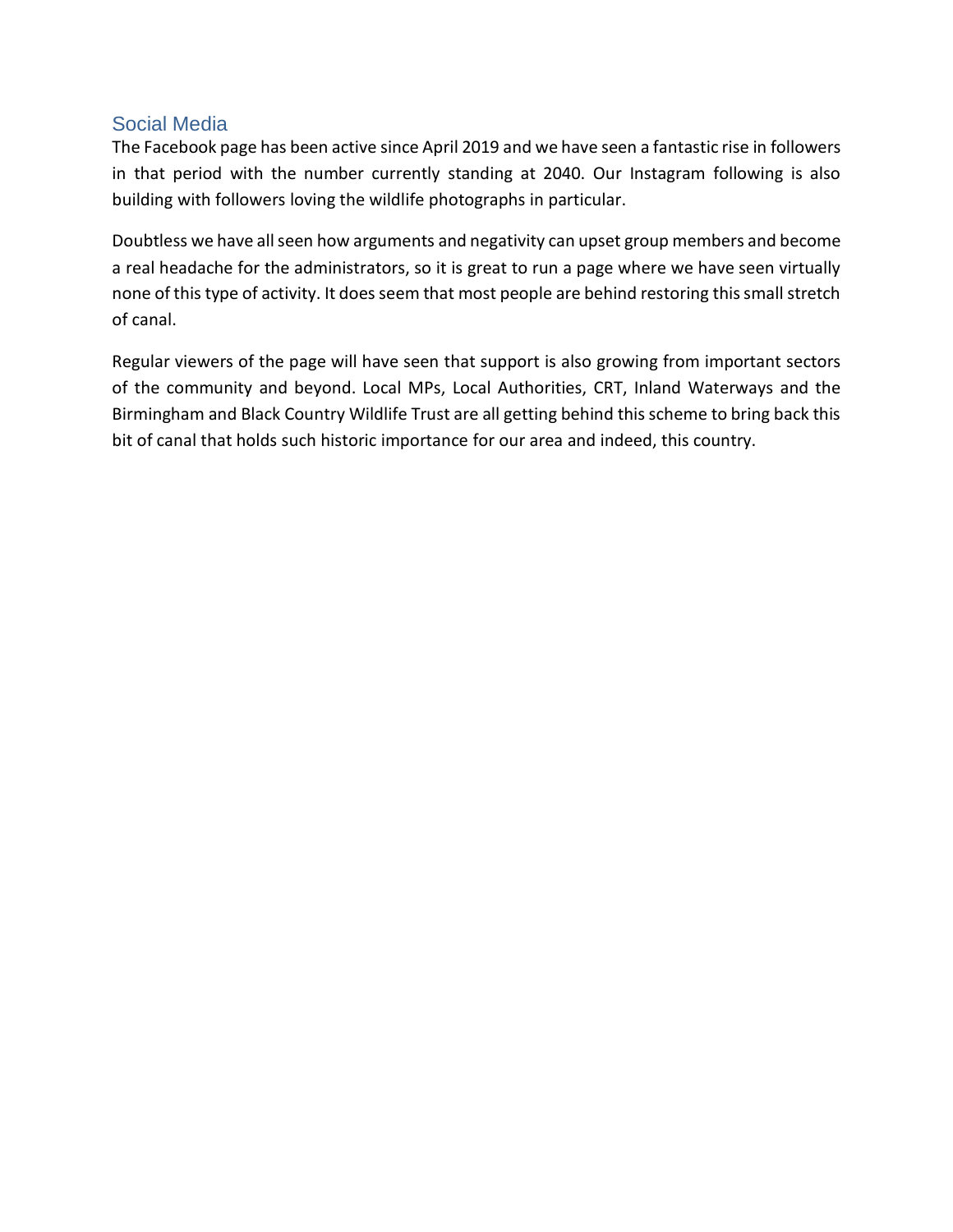## Social Media

The Facebook page has been active since April 2019 and we have seen a fantastic rise in followers in that period with the number currently standing at 2040. Our Instagram following is also building with followers loving the wildlife photographs in particular.

Doubtless we have all seen how arguments and negativity can upset group members and become a real headache for the administrators, so it is great to run a page where we have seen virtually none of this type of activity. It does seem that most people are behind restoring this small stretch of canal.

Regular viewers of the page will have seen that support is also growing from important sectors of the community and beyond. Local MPs, Local Authorities, CRT, Inland Waterways and the Birmingham and Black Country Wildlife Trust are all getting behind this scheme to bring back this bit of canal that holds such historic importance for our area and indeed, this country.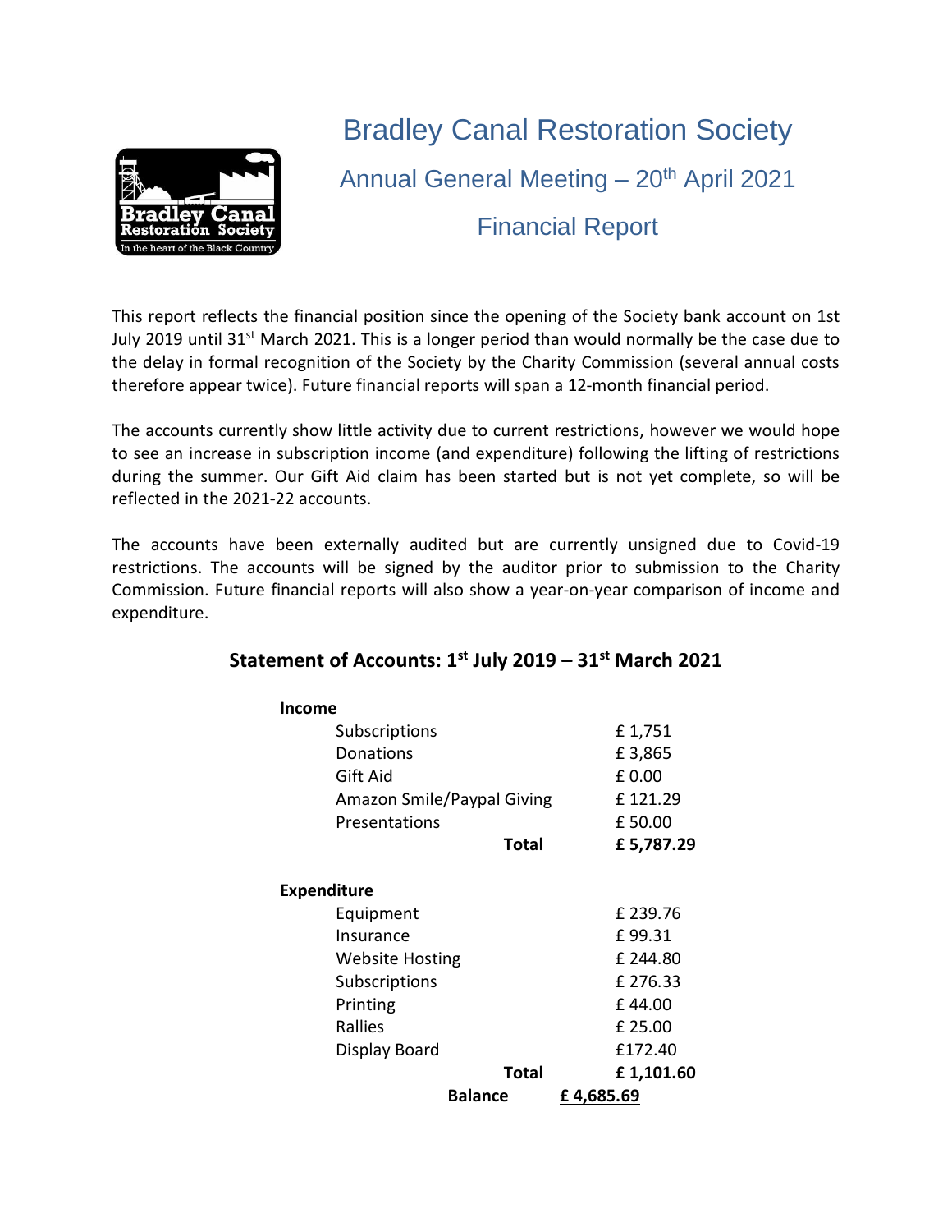# Bradley Canal Restoration Society

## Annual General Meeting – 20th April 2021

## Financial Report

This report reflects the financial position since the opening of the Society bank account on 1st July 2019 until 31st March 2021. This is a longer period than would normally be the case due to the delay in formal recognition of the Society by the Charity Commission (several annual costs therefore appear twice). Future financial reports will span a 12-month financial period.

The accounts currently show little activity due to current restrictions, however we would hope to see an increase in subscription income (and expenditure) following the lifting of restrictions during the summer. Our Gift Aid claim has been started but is not yet complete, so will be reflected in the 2021-22 accounts.

The accounts have been externally audited but are currently unsigned due to Covid-19 restrictions. The accounts will be signed by the auditor prior to submission to the Charity Commission. Future financial reports will also show a year-on-year comparison of income and expenditure.

### Statement of Accounts: 1st July 2019 – 31st March 2021

| | | |
|---|---|---|
| **Income** | | |
| | Subscriptions | £ 1,751 |
| | Donations | £ 3,865 |
| | Gift Aid | £ 0.00 |
| | Amazon Smile/Paypal Giving | £ 121.29 |
| | Presentations | £ 50.00 |
| | **Total** | **£ 5,787.29** |
| **Expenditure** | | |
| | Equipment | £ 239.76 |
| | Insurance | £ 99.31 |
| | Website Hosting | £ 244.80 |
| | Subscriptions | £ 276.33 |
| | Printing | £ 44.00 |
| | Rallies | £ 25.00 |
| | Display Board | £172.40 |
| | **Total** | **£ 1,101.60** |
| | **Balance** | **£ 4,685.69** |